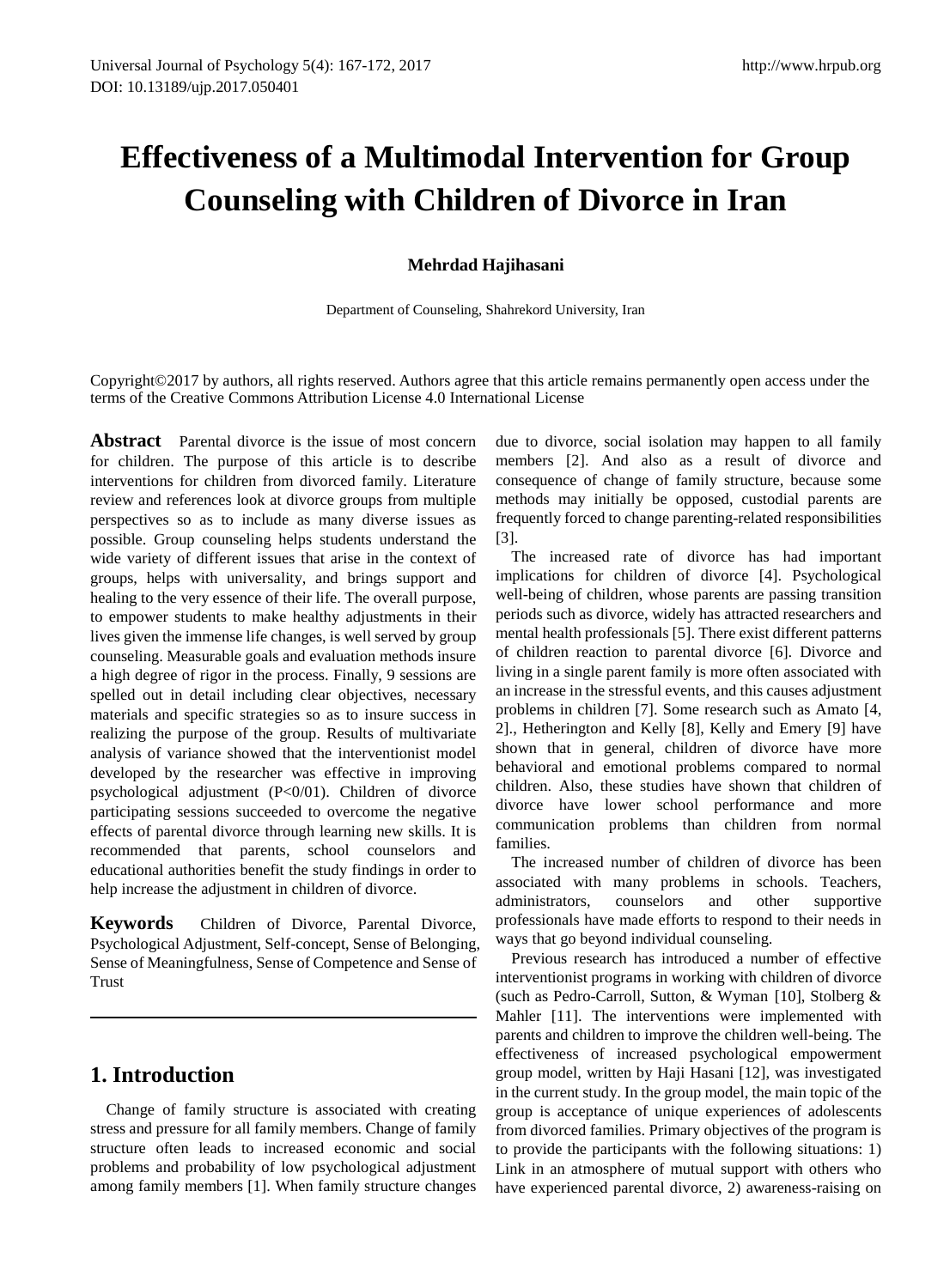# Effectiveness of a Multimodal Intervention for Group Counseling with Children of Divorce in Iran

**Mehrdad Hajihasani**

Department of Counseling, Shahrekord University, Iran

Copyright©2017 by authors, all rights reserved. Authors agree that this article remains permanently open access under the terms of the Creative Commons Attribution License 4.0 International License

**Abstract** Parental divorce is the issue of most concern for children. The purpose of this article is to describe interventions for children from divorced family. Literature review and references look at divorce groups from multiple perspectives so as to include as many diverse issues as possible. Group counseling helps students understand the wide variety of different issues that arise in the context of groups, helps with universality, and brings support and healing to the very essence of their life. The overall purpose, to empower students to make healthy adjustments in their lives given the immense life changes, is well served by group counseling. Measurable goals and evaluation methods insure a high degree of rigor in the process. Finally, 9 sessions are spelled out in detail including clear objectives, necessary materials and specific strategies so as to insure success in realizing the purpose of the group. Results of multivariate analysis of variance showed that the interventionist model developed by the researcher was effective in improving psychological adjustment (P<0/01). Children of divorce participating sessions succeeded to overcome the negative effects of parental divorce through learning new skills. It is recommended that parents, school counselors and educational authorities benefit the study findings in order to help increase the adjustment in children of divorce.

**Keywords** Children of Divorce, Parental Divorce, Psychological Adjustment, Self-concept, Sense of Belonging, Sense of Meaningfulness, Sense of Competence and Sense of Trust

## 1. Introduction

Change of family structure is associated with creating stress and pressure for all family members. Change of family structure often leads to increased economic and social problems and probability of low psychological adjustment among family members [1]. When family structure changes due to divorce, social isolation may happen to all family members [2]. And also as a result of divorce and consequence of change of family structure, because some methods may initially be opposed, custodial parents are frequently forced to change parenting-related responsibilities [3].

The increased rate of divorce has had important implications for children of divorce [4]. Psychological well-being of children, whose parents are passing transition periods such as divorce, widely has attracted researchers and mental health professionals [5]. There exist different patterns of children reaction to parental divorce [6]. Divorce and living in a single parent family is more often associated with an increase in the stressful events, and this causes adjustment problems in children [7]. Some research such as Amato [4, 2]., Hetherington and Kelly [8], Kelly and Emery [9] have shown that in general, children of divorce have more behavioral and emotional problems compared to normal children. Also, these studies have shown that children of divorce have lower school performance and more communication problems than children from normal families.

The increased number of children of divorce has been associated with many problems in schools. Teachers, administrators, counselors and other supportive professionals have made efforts to respond to their needs in ways that go beyond individual counseling.

Previous research has introduced a number of effective interventionist programs in working with children of divorce (such as Pedro-Carroll, Sutton, & Wyman [10], Stolberg & Mahler [11]. The interventions were implemented with parents and children to improve the children well-being. The effectiveness of increased psychological empowerment group model, written by Haji Hasani [12], was investigated in the current study. In the group model, the main topic of the group is acceptance of unique experiences of adolescents from divorced families. Primary objectives of the program is to provide the participants with the following situations: 1) Link in an atmosphere of mutual support with others who have experienced parental divorce, 2) awareness-raising on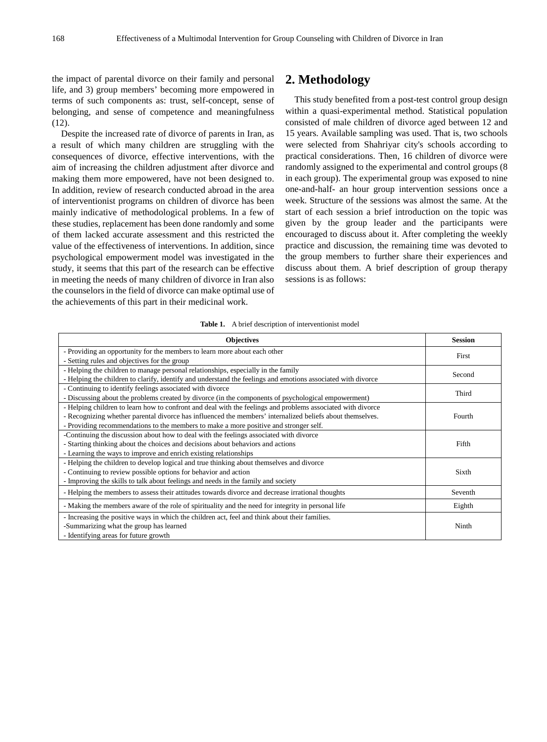the impact of parental divorce on their family and personal life, and 3) group members' becoming more empowered in terms of such components as: trust, self-concept, sense of belonging, and sense of competence and meaningfulness (12).

Despite the increased rate of divorce of parents in Iran, as a result of which many children are struggling with the consequences of divorce, effective interventions, with the aim of increasing the children adjustment after divorce and making them more empowered, have not been designed to. In addition, review of research conducted abroad in the area of interventionist programs on children of divorce has been mainly indicative of methodological problems. In a few of these studies, replacement has been done randomly and some of them lacked accurate assessment and this restricted the value of the effectiveness of interventions. In addition, since psychological empowerment model was investigated in the study, it seems that this part of the research can be effective in meeting the needs of many children of divorce in Iran also the counselors in the field of divorce can make optimal use of the achievements of this part in their medicinal work.

## 2. Methodology

This study benefited from a post-test control group design within a quasi-experimental method. Statistical population consisted of male children of divorce aged between 12 and 15 years. Available sampling was used. That is, two schools were selected from Shahriyar city's schools according to practical considerations. Then, 16 children of divorce were randomly assigned to the experimental and control groups (8 in each group). The experimental group was exposed to nine one-and-half- an hour group intervention sessions once a week. Structure of the sessions was almost the same. At the start of each session a brief introduction on the topic was given by the group leader and the participants were encouraged to discuss about it. After completing the weekly practice and discussion, the remaining time was devoted to the group members to further share their experiences and discuss about them. A brief description of group therapy sessions is as follows:

**Table 1.** A brief description of interventionist model

| Objectives | Session |
|---|---|
| - Providing an opportunity for the members to learn more about each other<br>- Setting rules and objectives for the group | First |
| - Helping the children to manage personal relationships, especially in the family<br>- Helping the children to clarify, identify and understand the feelings and emotions associated with divorce | Second |
| - Continuing to identify feelings associated with divorce<br>- Discussing about the problems created by divorce (in the components of psychological empowerment) | Third |
| - Helping children to learn how to confront and deal with the feelings and problems associated with divorce<br>- Recognizing whether parental divorce has influenced the members' internalized beliefs about themselves.<br>- Providing recommendations to the members to make a more positive and stronger self. | Fourth |
| -Continuing the discussion about how to deal with the feelings associated with divorce<br>- Starting thinking about the choices and decisions about behaviors and actions<br>- Learning the ways to improve and enrich existing relationships | Fifth |
| - Helping the children to develop logical and true thinking about themselves and divorce<br>- Continuing to review possible options for behavior and action<br>- Improving the skills to talk about feelings and needs in the family and society | Sixth |
| - Helping the members to assess their attitudes towards divorce and decrease irrational thoughts | Seventh |
| - Making the members aware of the role of spirituality and the need for integrity in personal life | Eighth |
| - Increasing the positive ways in which the children act, feel and think about their families.<br>-Summarizing what the group has learned<br>- Identifying areas for future growth | Ninth |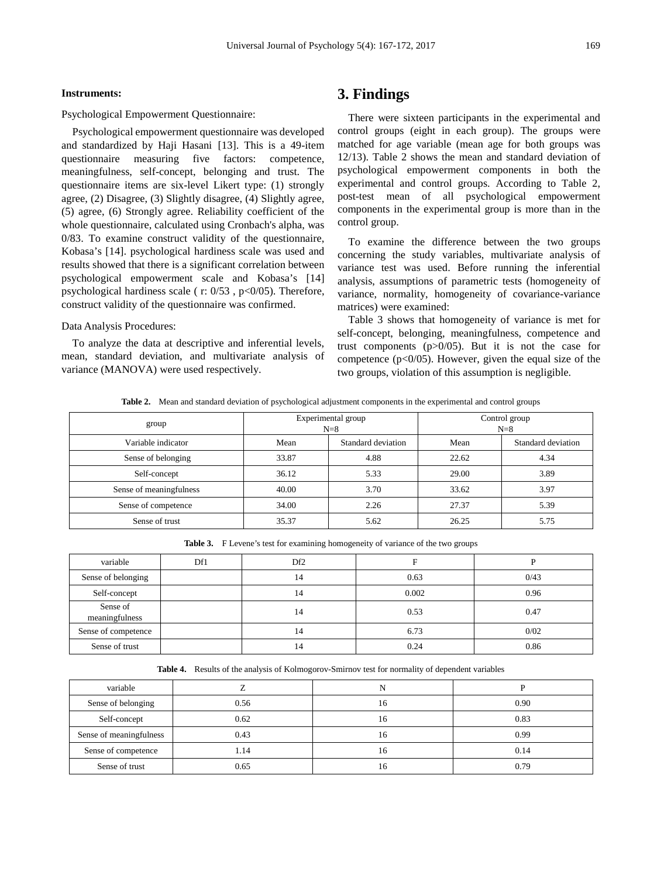**Instruments:**

Psychological Empowerment Questionnaire:

Psychological empowerment questionnaire was developed and standardized by Haji Hasani [13]. This is a 49-item questionnaire measuring five factors: competence, meaningfulness, self-concept, belonging and trust. The questionnaire items are six-level Likert type: (1) strongly agree, (2) Disagree, (3) Slightly disagree, (4) Slightly agree, (5) agree, (6) Strongly agree. Reliability coefficient of the whole questionnaire, calculated using Cronbach's alpha, was 0/83. To examine construct validity of the questionnaire, Kobasa's [14]. psychological hardiness scale was used and results showed that there is a significant correlation between psychological empowerment scale and Kobasa's [14] psychological hardiness scale ( r: 0/53 , p<0/05). Therefore, construct validity of the questionnaire was confirmed.

Data Analysis Procedures:

To analyze the data at descriptive and inferential levels, mean, standard deviation, and multivariate analysis of variance (MANOVA) were used respectively.

# 3. Findings

There were sixteen participants in the experimental and control groups (eight in each group). The groups were matched for age variable (mean age for both groups was 12/13). Table 2 shows the mean and standard deviation of psychological empowerment components in both the experimental and control groups. According to Table 2, post-test mean of all psychological empowerment components in the experimental group is more than in the control group.

To examine the difference between the two groups concerning the study variables, multivariate analysis of variance test was used. Before running the inferential analysis, assumptions of parametric tests (homogeneity of variance, normality, homogeneity of covariance-variance matrices) were examined:

Table 3 shows that homogeneity of variance is met for self-concept, belonging, meaningfulness, competence and trust components (p>0/05). But it is not the case for competence (p<0/05). However, given the equal size of the two groups, violation of this assumption is negligible.

**Table 2.** Mean and standard deviation of psychological adjustment components in the experimental and control groups

| group | Experimental group N=8 | | Control group N=8 | |
|---|---|---|---|---|
| Variable indicator | Mean | Standard deviation | Mean | Standard deviation |
| Sense of belonging | 33.87 | 4.88 | 22.62 | 4.34 |
| Self-concept | 36.12 | 5.33 | 29.00 | 3.89 |
| Sense of meaningfulness | 40.00 | 3.70 | 33.62 | 3.97 |
| Sense of competence | 34.00 | 2.26 | 27.37 | 5.39 |
| Sense of trust | 35.37 | 5.62 | 26.25 | 5.75 |

**Table 3.** F Levene's test for examining homogeneity of variance of the two groups

| variable | Df1 | Df2 | F | P |
|---|---|---|---|---|
| Sense of belonging | | 14 | 0.63 | 0/43 |
| Self-concept | | 14 | 0.002 | 0.96 |
| Sense of meaningfulness | | 14 | 0.53 | 0.47 |
| Sense of competence | | 14 | 6.73 | 0/02 |
| Sense of trust | | 14 | 0.24 | 0.86 |

**Table 4.** Results of the analysis of Kolmogorov-Smirnov test for normality of dependent variables

| variable | Z | N | P |
|---|---|---|---|
| Sense of belonging | 0.56 | 16 | 0.90 |
| Self-concept | 0.62 | 16 | 0.83 |
| Sense of meaningfulness | 0.43 | 16 | 0.99 |
| Sense of competence | 1.14 | 16 | 0.14 |
| Sense of trust | 0.65 | 16 | 0.79 |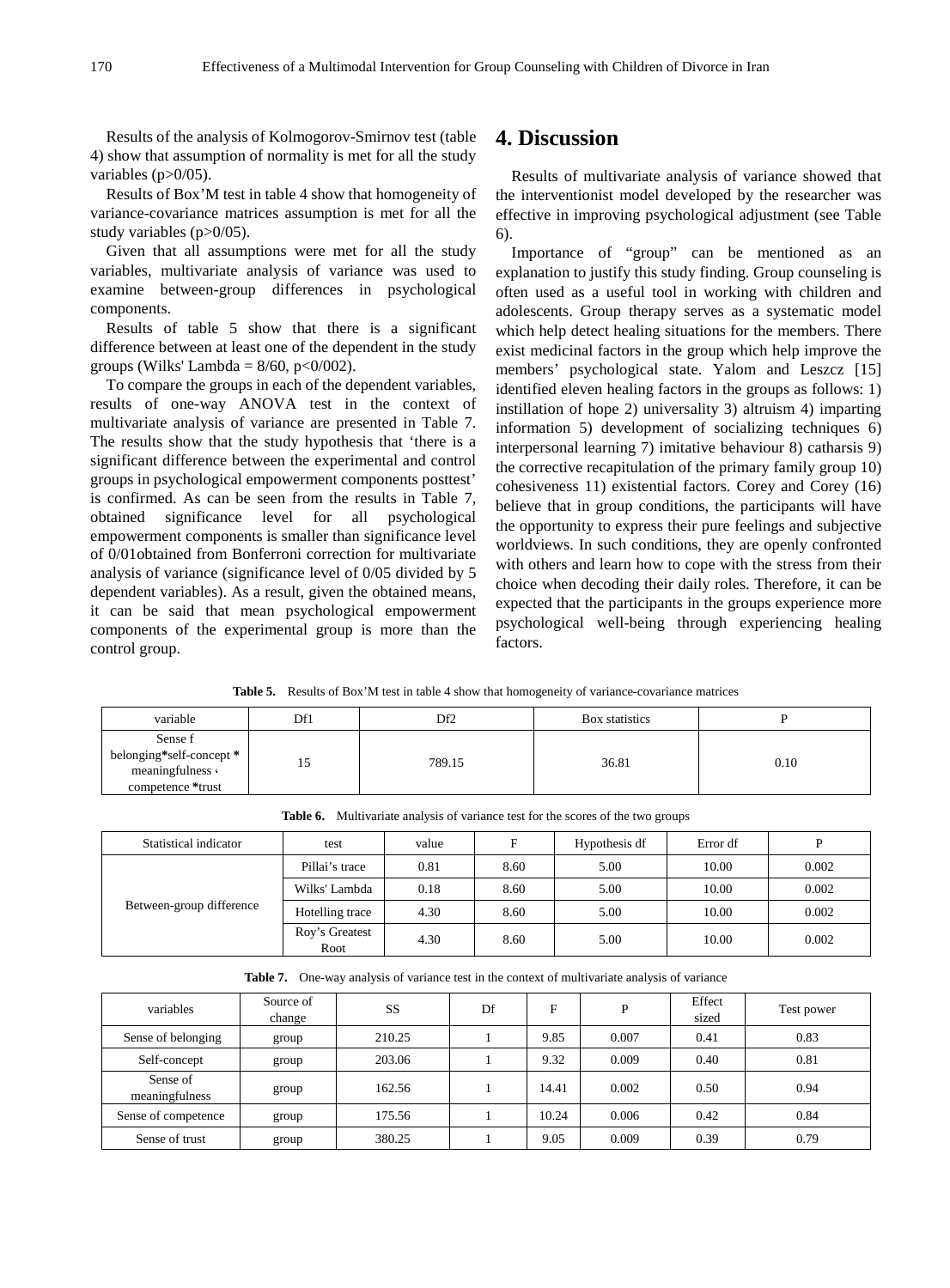Results of the analysis of Kolmogorov-Smirnov test (table 4) show that assumption of normality is met for all the study variables (p>0/05).

Results of Box'M test in table 4 show that homogeneity of variance-covariance matrices assumption is met for all the study variables (p>0/05).

Given that all assumptions were met for all the study variables, multivariate analysis of variance was used to examine between-group differences in psychological components.

Results of table 5 show that there is a significant difference between at least one of the dependent in the study groups (Wilks' Lambda = 8/60, p<0/002).

To compare the groups in each of the dependent variables, results of one-way ANOVA test in the context of multivariate analysis of variance are presented in Table 7. The results show that the study hypothesis that 'there is a significant difference between the experimental and control groups in psychological empowerment components posttest' is confirmed. As can be seen from the results in Table 7, obtained significance level for all psychological empowerment components is smaller than significance level of 0/01obtained from Bonferroni correction for multivariate analysis of variance (significance level of 0/05 divided by 5 dependent variables). As a result, given the obtained means, it can be said that mean psychological empowerment components of the experimental group is more than the control group.

# 4. Discussion

Results of multivariate analysis of variance showed that the interventionist model developed by the researcher was effective in improving psychological adjustment (see Table 6).

Importance of "group" can be mentioned as an explanation to justify this study finding. Group counseling is often used as a useful tool in working with children and adolescents. Group therapy serves as a systematic model which help detect healing situations for the members. There exist medicinal factors in the group which help improve the members' psychological state. Yalom and Leszcz [15] identified eleven healing factors in the groups as follows: 1) instillation of hope 2) universality 3) altruism 4) imparting information 5) development of socializing techniques 6) interpersonal learning 7) imitative behaviour 8) catharsis 9) the corrective recapitulation of the primary family group 10) cohesiveness 11) existential factors. Corey and Corey (16) believe that in group conditions, the participants will have the opportunity to express their pure feelings and subjective worldviews. In such conditions, they are openly confronted with others and learn how to cope with the stress from their choice when decoding their daily roles. Therefore, it can be expected that the participants in the groups experience more psychological well-being through experiencing healing factors.

**Table 5.** Results of Box'M test in table 4 show that homogeneity of variance-covariance matrices

| variable | Df1 | Df2 | Box statistics | P |
|---|---|---|---|---|
| Sense f belonging*self-concept * meaningfulness ، competence *trust | 15 | 789.15 | 36.81 | 0.10 |

**Table 6.** Multivariate analysis of variance test for the scores of the two groups

| Statistical indicator | test | value | F | Hypothesis df | Error df | P |
|---|---|---|---|---|---|---|
| Between-group difference | Pillai's trace | 0.81 | 8.60 | 5.00 | 10.00 | 0.002 |
| | Wilks' Lambda | 0.18 | 8.60 | 5.00 | 10.00 | 0.002 |
| | Hotelling trace | 4.30 | 8.60 | 5.00 | 10.00 | 0.002 |
| | Roy's Greatest Root | 4.30 | 8.60 | 5.00 | 10.00 | 0.002 |

**Table 7.** One-way analysis of variance test in the context of multivariate analysis of variance

| variables | Source of change | SS | Df | F | P | Effect sized | Test power |
|---|---|---|---|---|---|---|---|
| Sense of belonging | group | 210.25 | 1 | 9.85 | 0.007 | 0.41 | 0.83 |
| Self-concept | group | 203.06 | 1 | 9.32 | 0.009 | 0.40 | 0.81 |
| Sense of meaningfulness | group | 162.56 | 1 | 14.41 | 0.002 | 0.50 | 0.94 |
| Sense of competence | group | 175.56 | 1 | 10.24 | 0.006 | 0.42 | 0.84 |
| Sense of trust | group | 380.25 | 1 | 9.05 | 0.009 | 0.39 | 0.79 |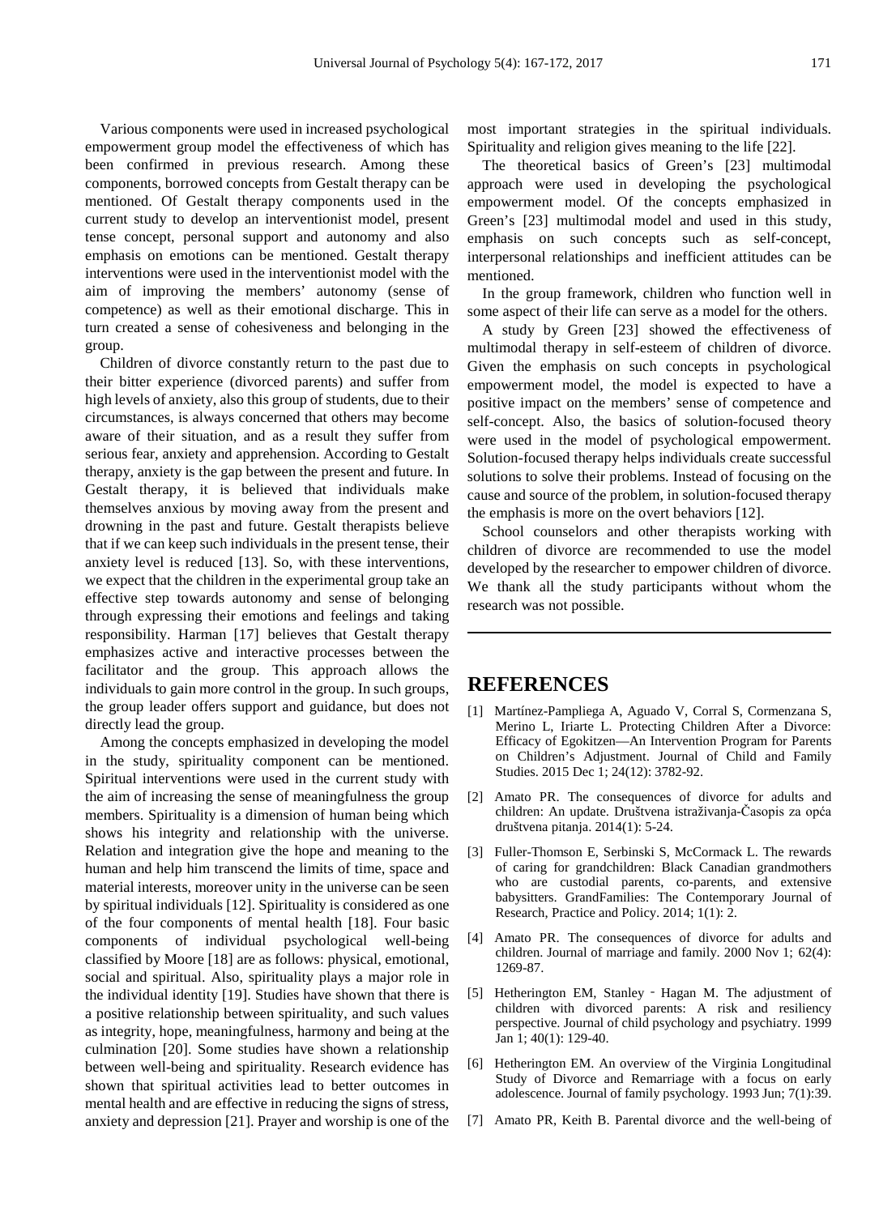Various components were used in increased psychological empowerment group model the effectiveness of which has been confirmed in previous research. Among these components, borrowed concepts from Gestalt therapy can be mentioned. Of Gestalt therapy components used in the current study to develop an interventionist model, present tense concept, personal support and autonomy and also emphasis on emotions can be mentioned. Gestalt therapy interventions were used in the interventionist model with the aim of improving the members' autonomy (sense of competence) as well as their emotional discharge. This in turn created a sense of cohesiveness and belonging in the group.

Children of divorce constantly return to the past due to their bitter experience (divorced parents) and suffer from high levels of anxiety, also this group of students, due to their circumstances, is always concerned that others may become aware of their situation, and as a result they suffer from serious fear, anxiety and apprehension. According to Gestalt therapy, anxiety is the gap between the present and future. In Gestalt therapy, it is believed that individuals make themselves anxious by moving away from the present and drowning in the past and future. Gestalt therapists believe that if we can keep such individuals in the present tense, their anxiety level is reduced [13]. So, with these interventions, we expect that the children in the experimental group take an effective step towards autonomy and sense of belonging through expressing their emotions and feelings and taking responsibility. Harman [17] believes that Gestalt therapy emphasizes active and interactive processes between the facilitator and the group. This approach allows the individuals to gain more control in the group. In such groups, the group leader offers support and guidance, but does not directly lead the group.

Among the concepts emphasized in developing the model in the study, spirituality component can be mentioned. Spiritual interventions were used in the current study with the aim of increasing the sense of meaningfulness the group members. Spirituality is a dimension of human being which shows his integrity and relationship with the universe. Relation and integration give the hope and meaning to the human and help him transcend the limits of time, space and material interests, moreover unity in the universe can be seen by spiritual individuals [12]. Spirituality is considered as one of the four components of mental health [18]. Four basic components of individual psychological well-being classified by Moore [18] are as follows: physical, emotional, social and spiritual. Also, spirituality plays a major role in the individual identity [19]. Studies have shown that there is a positive relationship between spirituality, and such values as integrity, hope, meaningfulness, harmony and being at the culmination [20]. Some studies have shown a relationship between well-being and spirituality. Research evidence has shown that spiritual activities lead to better outcomes in mental health and are effective in reducing the signs of stress, anxiety and depression [21]. Prayer and worship is one of the most important strategies in the spiritual individuals. Spirituality and religion gives meaning to the life [22].

The theoretical basics of Green's [23] multimodal approach were used in developing the psychological empowerment model. Of the concepts emphasized in Green's [23] multimodal model and used in this study, emphasis on such concepts such as self-concept, interpersonal relationships and inefficient attitudes can be mentioned.

In the group framework, children who function well in some aspect of their life can serve as a model for the others.

A study by Green [23] showed the effectiveness of multimodal therapy in self-esteem of children of divorce. Given the emphasis on such concepts in psychological empowerment model, the model is expected to have a positive impact on the members' sense of competence and self-concept. Also, the basics of solution-focused theory were used in the model of psychological empowerment. Solution-focused therapy helps individuals create successful solutions to solve their problems. Instead of focusing on the cause and source of the problem, in solution-focused therapy the emphasis is more on the overt behaviors [12].

School counselors and other therapists working with children of divorce are recommended to use the model developed by the researcher to empower children of divorce. We thank all the study participants without whom the research was not possible.

# REFERENCES

[1] Martínez-Pampliega A, Aguado V, Corral S, Cormenzana S, Merino L, Iriarte L. Protecting Children After a Divorce: Efficacy of Egokitzen—An Intervention Program for Parents on Children's Adjustment. Journal of Child and Family Studies. 2015 Dec 1; 24(12): 3782-92.

[2] Amato PR. The consequences of divorce for adults and children: An update. Društvena istraživanja-Časopis za opća društvena pitanja. 2014(1): 5-24.

[3] Fuller-Thomson E, Serbinski S, McCormack L. The rewards of caring for grandchildren: Black Canadian grandmothers who are custodial parents, co-parents, and extensive babysitters. GrandFamilies: The Contemporary Journal of Research, Practice and Policy. 2014; 1(1): 2.

[4] Amato PR. The consequences of divorce for adults and children. Journal of marriage and family. 2000 Nov 1; 62(4): 1269-87.

[5] Hetherington EM, Stanley‐Hagan M. The adjustment of children with divorced parents: A risk and resiliency perspective. Journal of child psychology and psychiatry. 1999 Jan 1; 40(1): 129-40.

[6] Hetherington EM. An overview of the Virginia Longitudinal Study of Divorce and Remarriage with a focus on early adolescence. Journal of family psychology. 1993 Jun; 7(1):39.

[7] Amato PR, Keith B. Parental divorce and the well-being of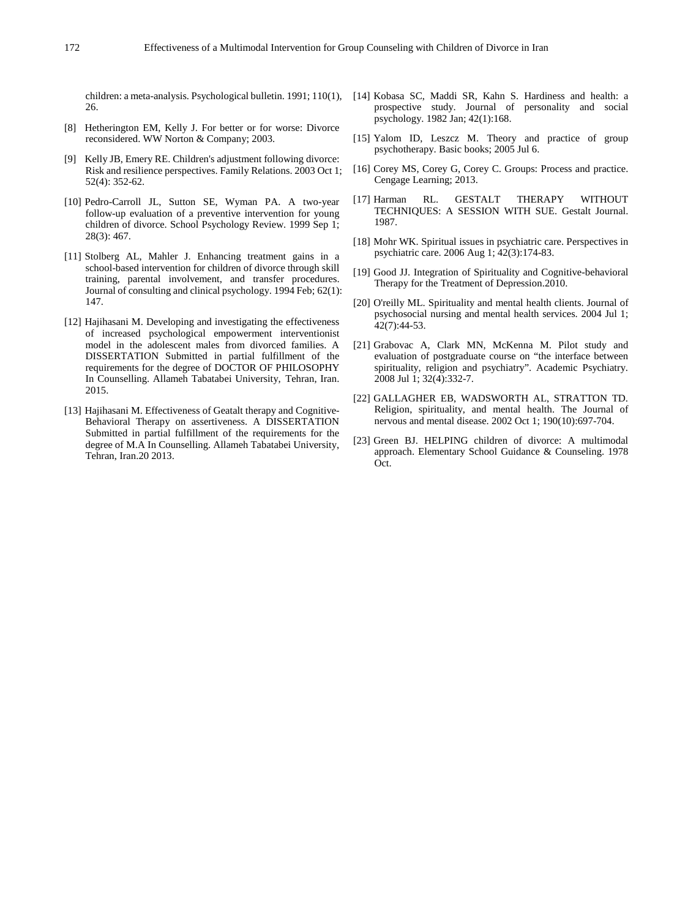children: a meta-analysis. Psychological bulletin. 1991; 110(1), 26.

[8] Hetherington EM, Kelly J. For better or for worse: Divorce reconsidered. WW Norton & Company; 2003.

[9] Kelly JB, Emery RE. Children's adjustment following divorce: Risk and resilience perspectives. Family Relations. 2003 Oct 1; 52(4): 352-62.

[10] Pedro-Carroll JL, Sutton SE, Wyman PA. A two-year follow-up evaluation of a preventive intervention for young children of divorce. School Psychology Review. 1999 Sep 1; 28(3): 467.

[11] Stolberg AL, Mahler J. Enhancing treatment gains in a school-based intervention for children of divorce through skill training, parental involvement, and transfer procedures. Journal of consulting and clinical psychology. 1994 Feb; 62(1): 147.

[12] Hajihasani M. Developing and investigating the effectiveness of increased psychological empowerment interventionist model in the adolescent males from divorced families. A DISSERTATION Submitted in partial fulfillment of the requirements for the degree of DOCTOR OF PHILOSOPHY In Counselling. Allameh Tabatabei University, Tehran, Iran. 2015.

[13] Hajihasani M. Effectiveness of Geatalt therapy and Cognitive-Behavioral Therapy on assertiveness. A DISSERTATION Submitted in partial fulfillment of the requirements for the degree of M.A In Counselling. Allameh Tabatabei University, Tehran, Iran.20 2013.

[14] Kobasa SC, Maddi SR, Kahn S. Hardiness and health: a prospective study. Journal of personality and social psychology. 1982 Jan; 42(1):168.

[15] Yalom ID, Leszcz M. Theory and practice of group psychotherapy. Basic books; 2005 Jul 6.

[16] Corey MS, Corey G, Corey C. Groups: Process and practice. Cengage Learning; 2013.

[17] Harman RL. GESTALT THERAPY WITHOUT TECHNIQUES: A SESSION WITH SUE. Gestalt Journal. 1987.

[18] Mohr WK. Spiritual issues in psychiatric care. Perspectives in psychiatric care. 2006 Aug 1; 42(3):174-83.

[19] Good JJ. Integration of Spirituality and Cognitive-behavioral Therapy for the Treatment of Depression.2010.

[20] O'reilly ML. Spirituality and mental health clients. Journal of psychosocial nursing and mental health services. 2004 Jul 1; 42(7):44-53.

[21] Grabovac A, Clark MN, McKenna M. Pilot study and evaluation of postgraduate course on "the interface between spirituality, religion and psychiatry". Academic Psychiatry. 2008 Jul 1; 32(4):332-7.

[22] GALLAGHER EB, WADSWORTH AL, STRATTON TD. Religion, spirituality, and mental health. The Journal of nervous and mental disease. 2002 Oct 1; 190(10):697-704.

[23] Green BJ. HELPING children of divorce: A multimodal approach. Elementary School Guidance & Counseling. 1978 Oct.